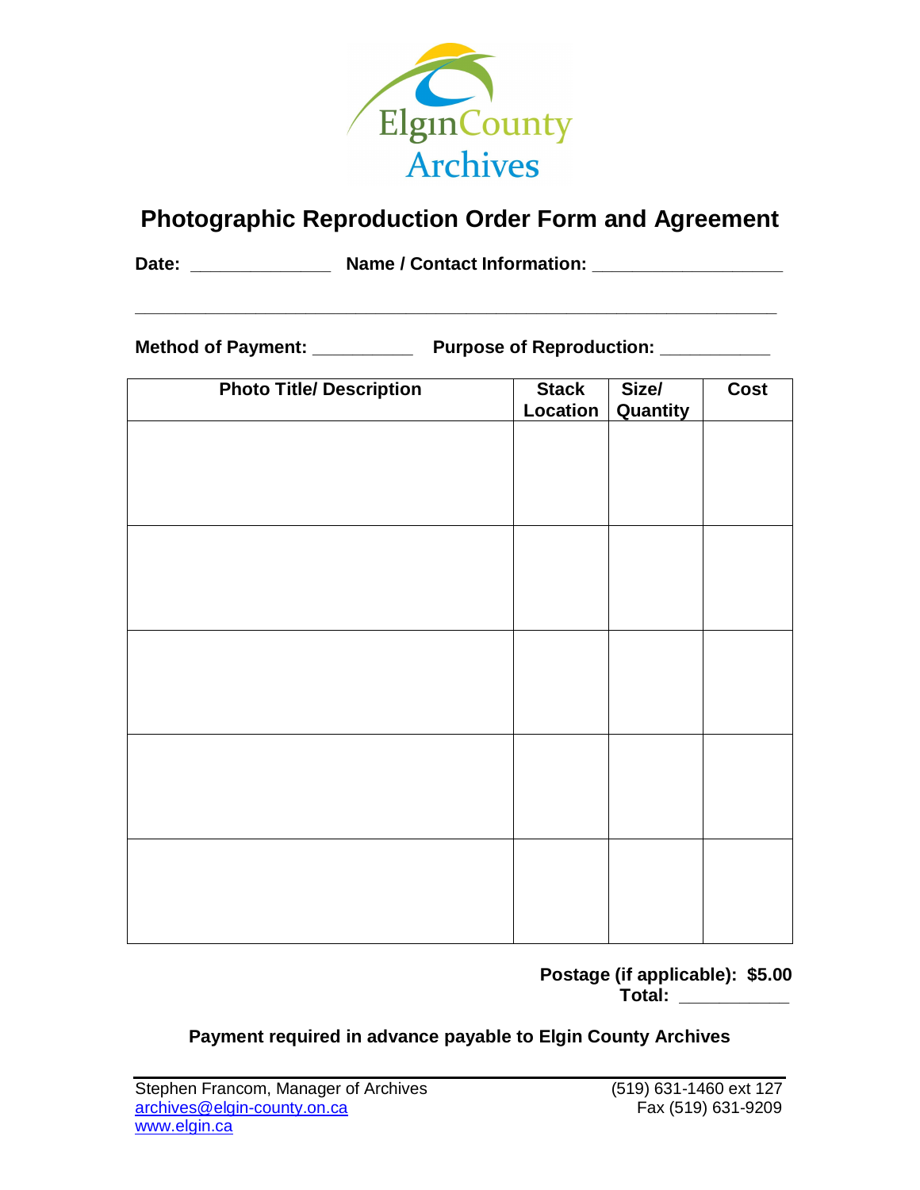Elgin County Archives

# Photographic Reproduction Order Form and Agreement

**Date:** ______________ **Name / Contact Information:** __________________

________________________________________________________________

**Method of Payment:** __________ **Purpose of Reproduction:** ___________

| Photo Title/ Description | Stack Location | Size/ Quantity | Cost |
|---|---|---|---|
| | | | |
| | | | |
| | | | |
| | | | |
| | | | |

**Postage (if applicable): $5.00**
**Total:** ___________

**Payment required in advance payable to Elgin County Archives**

Stephen Francom, Manager of Archives
archives@elgin-county.on.ca
www.elgin.ca

(519) 631-1460 ext 127
Fax (519) 631-9209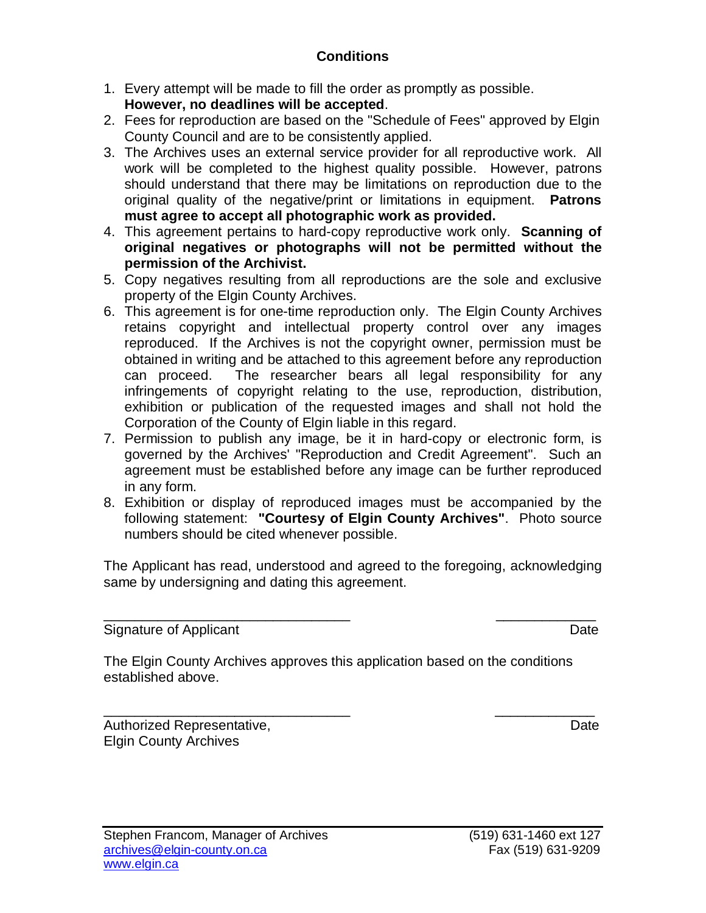## Conditions

1. Every attempt will be made to fill the order as promptly as possible. **However, no deadlines will be accepted**.
2. Fees for reproduction are based on the "Schedule of Fees" approved by Elgin County Council and are to be consistently applied.
3. The Archives uses an external service provider for all reproductive work. All work will be completed to the highest quality possible. However, patrons should understand that there may be limitations on reproduction due to the original quality of the negative/print or limitations in equipment. **Patrons must agree to accept all photographic work as provided.**
4. This agreement pertains to hard-copy reproductive work only. **Scanning of original negatives or photographs will not be permitted without the permission of the Archivist.**
5. Copy negatives resulting from all reproductions are the sole and exclusive property of the Elgin County Archives.
6. This agreement is for one-time reproduction only. The Elgin County Archives retains copyright and intellectual property control over any images reproduced. If the Archives is not the copyright owner, permission must be obtained in writing and be attached to this agreement before any reproduction can proceed. The researcher bears all legal responsibility for any infringements of copyright relating to the use, reproduction, distribution, exhibition or publication of the requested images and shall not hold the Corporation of the County of Elgin liable in this regard.
7. Permission to publish any image, be it in hard-copy or electronic form, is governed by the Archives' "Reproduction and Credit Agreement". Such an agreement must be established before any image can be further reproduced in any form.
8. Exhibition or display of reproduced images must be accompanied by the following statement: **"Courtesy of Elgin County Archives"**. Photo source numbers should be cited whenever possible.

The Applicant has read, understood and agreed to the foregoing, acknowledging same by undersigning and dating this agreement.

________________________________ _____________

Signature of Applicant Date

The Elgin County Archives approves this application based on the conditions established above.

________________________________ _____________

Authorized Representative, Elgin County Archives Date

Stephen Francom, Manager of Archives
archives@elgin-county.on.ca
www.elgin.ca
(519) 631-1460 ext 127
Fax (519) 631-9209